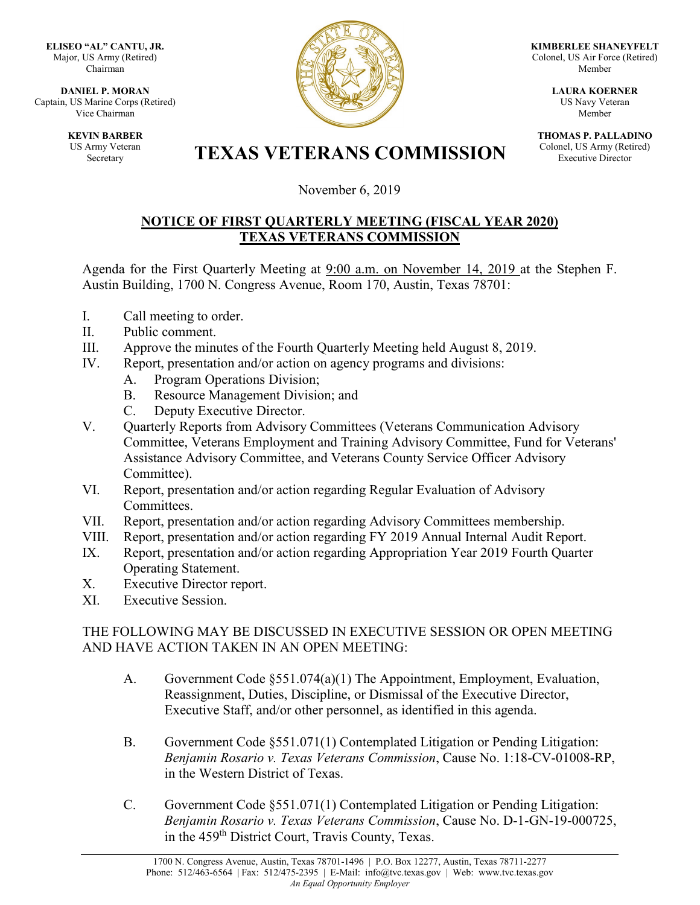**ELISEO "AL" CANTU, JR.**
Major, US Army (Retired)
Chairman

**DANIEL P. MORAN**
Captain, US Marine Corps (Retired)
Vice Chairman

**KEVIN BARBER**
US Army Veteran
Secretary

**KIMBERLEE SHANEYFELT**
Colonel, US Air Force (Retired)
Member

**LAURA KOERNER**
US Navy Veteran
Member

**THOMAS P. PALLADINO**
Colonel, US Army (Retired)
Executive Director

# TEXAS VETERANS COMMISSION

November 6, 2019

## NOTICE OF FIRST QUARTERLY MEETING (FISCAL YEAR 2020) TEXAS VETERANS COMMISSION

Agenda for the First Quarterly Meeting at 9:00 a.m. on November 14, 2019 at the Stephen F. Austin Building, 1700 N. Congress Avenue, Room 170, Austin, Texas 78701:

I. Call meeting to order.
II. Public comment.
III. Approve the minutes of the Fourth Quarterly Meeting held August 8, 2019.
IV. Report, presentation and/or action on agency programs and divisions:
   A. Program Operations Division;
   B. Resource Management Division; and
   C. Deputy Executive Director.
V. Quarterly Reports from Advisory Committees (Veterans Communication Advisory Committee, Veterans Employment and Training Advisory Committee, Fund for Veterans' Assistance Advisory Committee, and Veterans County Service Officer Advisory Committee).
VI. Report, presentation and/or action regarding Regular Evaluation of Advisory Committees.
VII. Report, presentation and/or action regarding Advisory Committees membership.
VIII. Report, presentation and/or action regarding FY 2019 Annual Internal Audit Report.
IX. Report, presentation and/or action regarding Appropriation Year 2019 Fourth Quarter Operating Statement.
X. Executive Director report.
XI. Executive Session.

THE FOLLOWING MAY BE DISCUSSED IN EXECUTIVE SESSION OR OPEN MEETING AND HAVE ACTION TAKEN IN AN OPEN MEETING:

A. Government Code §551.074(a)(1) The Appointment, Employment, Evaluation, Reassignment, Duties, Discipline, or Dismissal of the Executive Director, Executive Staff, and/or other personnel, as identified in this agenda.

B. Government Code §551.071(1) Contemplated Litigation or Pending Litigation: *Benjamin Rosario v. Texas Veterans Commission*, Cause No. 1:18-CV-01008-RP, in the Western District of Texas.

C. Government Code §551.071(1) Contemplated Litigation or Pending Litigation: *Benjamin Rosario v. Texas Veterans Commission*, Cause No. D-1-GN-19-000725, in the 459th District Court, Travis County, Texas.

1700 N. Congress Avenue, Austin, Texas 78701-1496 | P.O. Box 12277, Austin, Texas 78711-2277
Phone: 512/463-6564 | Fax: 512/475-2395 | E-Mail: info@tvc.texas.gov | Web: www.tvc.texas.gov
*An Equal Opportunity Employer*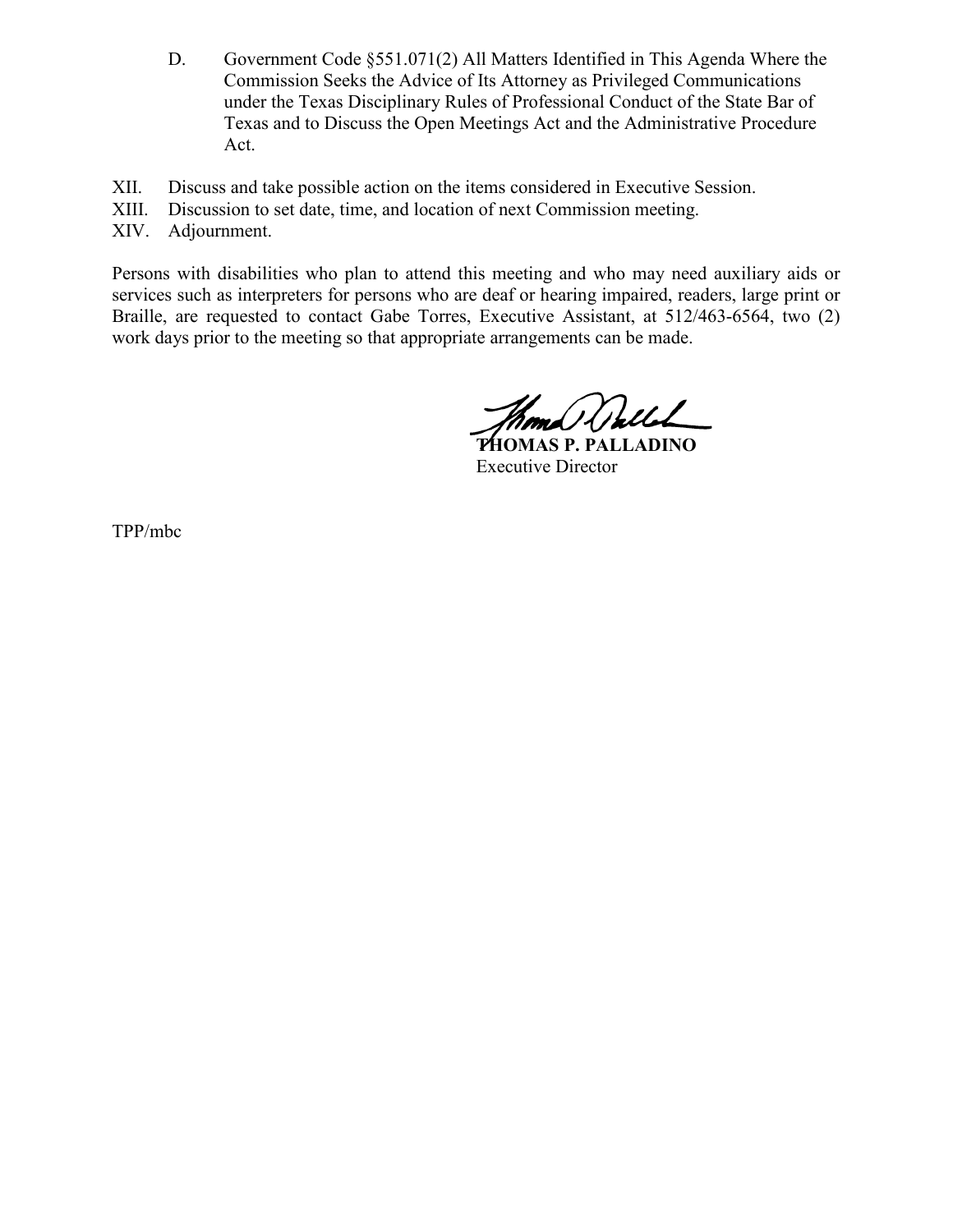D. Government Code §551.071(2) All Matters Identified in This Agenda Where the Commission Seeks the Advice of Its Attorney as Privileged Communications under the Texas Disciplinary Rules of Professional Conduct of the State Bar of Texas and to Discuss the Open Meetings Act and the Administrative Procedure Act.

XII. Discuss and take possible action on the items considered in Executive Session.
XIII. Discussion to set date, time, and location of next Commission meeting.
XIV. Adjournment.

Persons with disabilities who plan to attend this meeting and who may need auxiliary aids or services such as interpreters for persons who are deaf or hearing impaired, readers, large print or Braille, are requested to contact Gabe Torres, Executive Assistant, at 512/463-6564, two (2) work days prior to the meeting so that appropriate arrangements can be made.

**THOMAS P. PALLADINO**
Executive Director

TPP/mbc